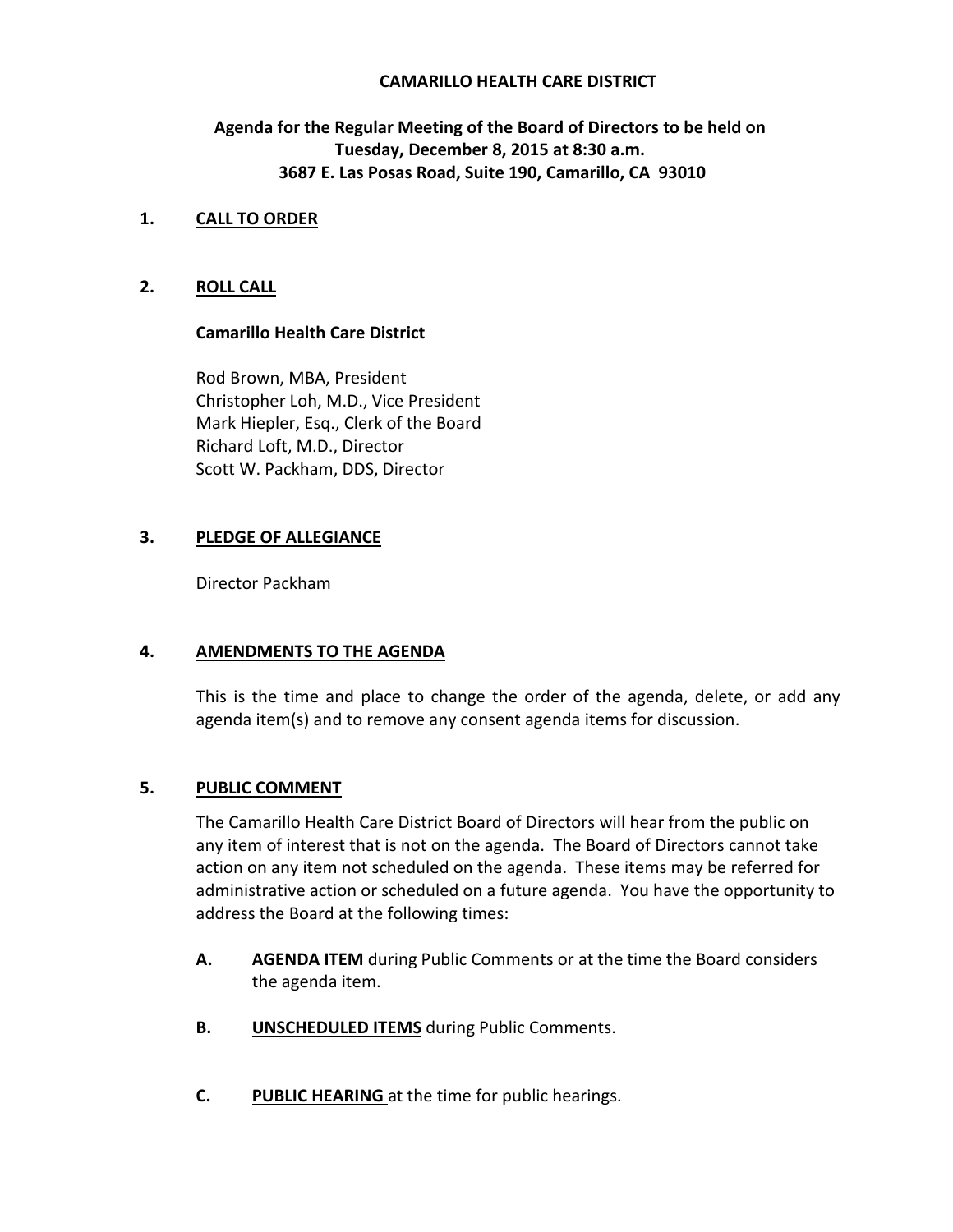# CAMARILLO HEALTH CARE DISTRICT

## Agenda for the Regular Meeting of the Board of Directors to be held on Tuesday, December 8, 2015 at 8:30 a.m.
## 3687 E. Las Posas Road, Suite 190, Camarillo, CA 93010

**1. CALL TO ORDER**

**2. ROLL CALL**

**Camarillo Health Care District**

Rod Brown, MBA, President
Christopher Loh, M.D., Vice President
Mark Hiepler, Esq., Clerk of the Board
Richard Loft, M.D., Director
Scott W. Packham, DDS, Director

**3. PLEDGE OF ALLEGIANCE**

Director Packham

**4. AMENDMENTS TO THE AGENDA**

This is the time and place to change the order of the agenda, delete, or add any agenda item(s) and to remove any consent agenda items for discussion.

**5. PUBLIC COMMENT**

The Camarillo Health Care District Board of Directors will hear from the public on any item of interest that is not on the agenda. The Board of Directors cannot take action on any item not scheduled on the agenda. These items may be referred for administrative action or scheduled on a future agenda. You have the opportunity to address the Board at the following times:

**A.** **AGENDA ITEM** during Public Comments or at the time the Board considers the agenda item.

**B.** **UNSCHEDULED ITEMS** during Public Comments.

**C.** **PUBLIC HEARING** at the time for public hearings.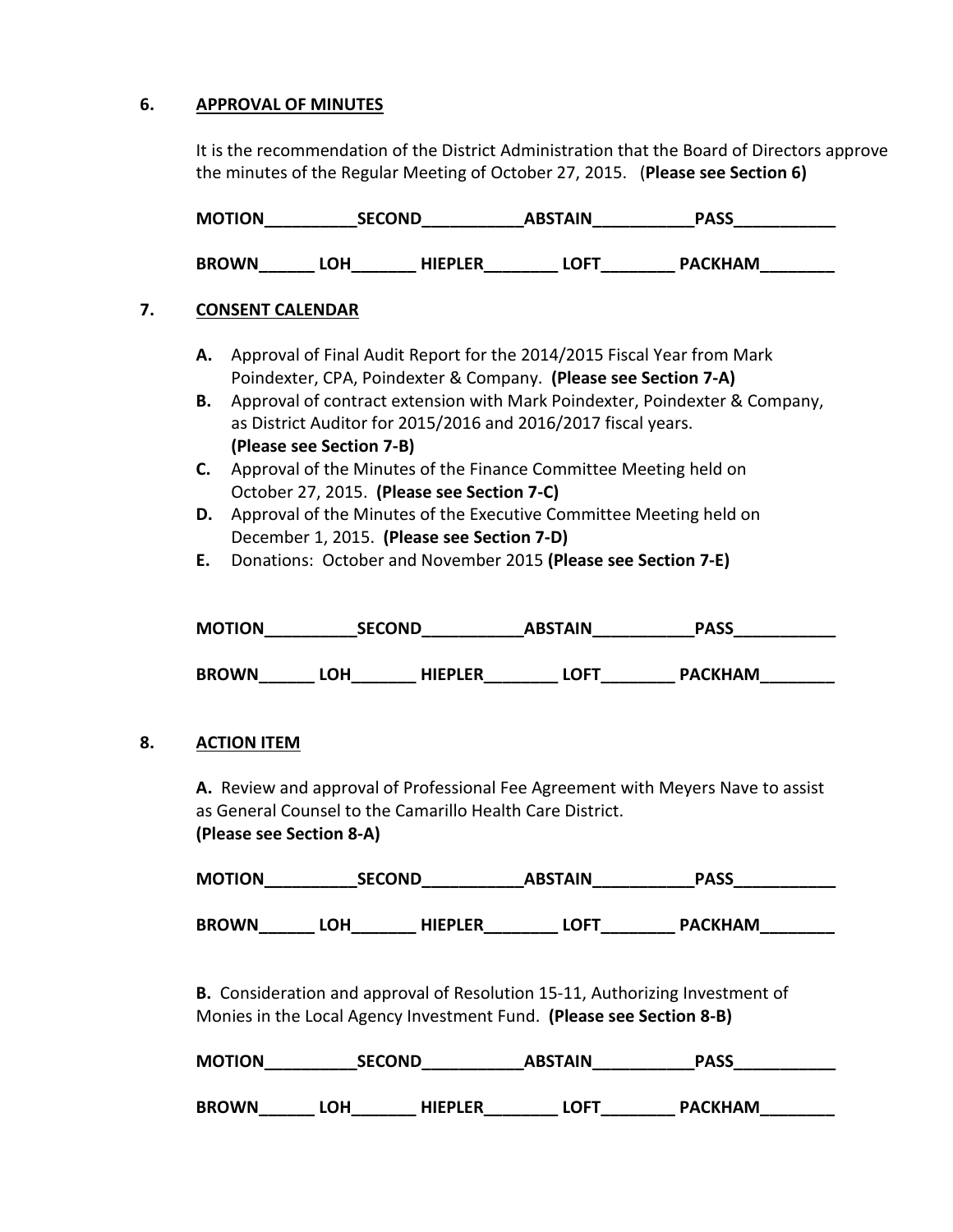## 6. APPROVAL OF MINUTES

It is the recommendation of the District Administration that the Board of Directors approve the minutes of the Regular Meeting of October 27, 2015. (**Please see Section 6)**

**MOTION__________SECOND___________ABSTAIN___________PASS___________**

**BROWN______ LOH_______ HIEPLER________ LOFT________ PACKHAM________**

## 7. CONSENT CALENDAR

**A.** Approval of Final Audit Report for the 2014/2015 Fiscal Year from Mark Poindexter, CPA, Poindexter & Company. **(Please see Section 7-A)**

**B.** Approval of contract extension with Mark Poindexter, Poindexter & Company, as District Auditor for 2015/2016 and 2016/2017 fiscal years. **(Please see Section 7-B)**

**C.** Approval of the Minutes of the Finance Committee Meeting held on October 27, 2015. **(Please see Section 7-C)**

**D.** Approval of the Minutes of the Executive Committee Meeting held on December 1, 2015. **(Please see Section 7-D)**

**E.** Donations: October and November 2015 **(Please see Section 7-E)**

**MOTION__________SECOND___________ABSTAIN___________PASS___________**

**BROWN______ LOH_______ HIEPLER________ LOFT________ PACKHAM________**

## 8. ACTION ITEM

**A.** Review and approval of Professional Fee Agreement with Meyers Nave to assist as General Counsel to the Camarillo Health Care District. **(Please see Section 8-A)**

**MOTION__________SECOND___________ABSTAIN___________PASS___________**

**BROWN______ LOH_______ HIEPLER________ LOFT________ PACKHAM________**

**B.** Consideration and approval of Resolution 15-11, Authorizing Investment of Monies in the Local Agency Investment Fund. **(Please see Section 8-B)**

**MOTION__________SECOND___________ABSTAIN___________PASS___________**

**BROWN______ LOH_______ HIEPLER________ LOFT________ PACKHAM________**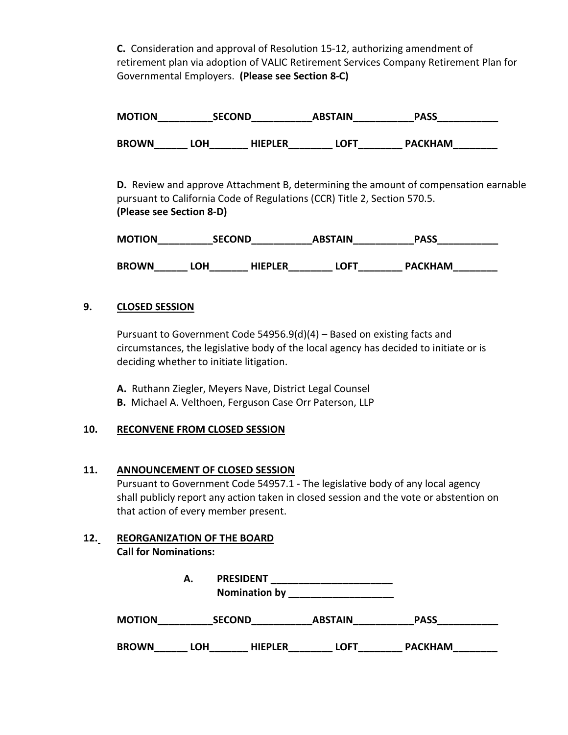**C.** Consideration and approval of Resolution 15-12, authorizing amendment of retirement plan via adoption of VALIC Retirement Services Company Retirement Plan for Governmental Employers. **(Please see Section 8-C)**

**MOTION__________SECOND___________ABSTAIN___________PASS___________**

**BROWN______ LOH_______ HIEPLER________ LOFT________ PACKHAM________**

**D.** Review and approve Attachment B, determining the amount of compensation earnable pursuant to California Code of Regulations (CCR) Title 2, Section 570.5.
**(Please see Section 8-D)**

**MOTION__________SECOND___________ABSTAIN___________PASS___________**

**BROWN______ LOH_______ HIEPLER________ LOFT________ PACKHAM________**

## 9. CLOSED SESSION

Pursuant to Government Code 54956.9(d)(4) – Based on existing facts and circumstances, the legislative body of the local agency has decided to initiate or is deciding whether to initiate litigation.

**A.** Ruthann Ziegler, Meyers Nave, District Legal Counsel
**B.** Michael A. Velthoen, Ferguson Case Orr Paterson, LLP

## 10. RECONVENE FROM CLOSED SESSION

## 11. ANNOUNCEMENT OF CLOSED SESSION

Pursuant to Government Code 54957.1 - The legislative body of any local agency shall publicly report any action taken in closed session and the vote or abstention on that action of every member present.

## 12. REORGANIZATION OF THE BOARD

**Call for Nominations:**

**A. PRESIDENT ______________________**
**Nomination by ___________________**

**MOTION__________SECOND___________ABSTAIN___________PASS___________**

**BROWN______ LOH_______ HIEPLER________ LOFT________ PACKHAM________**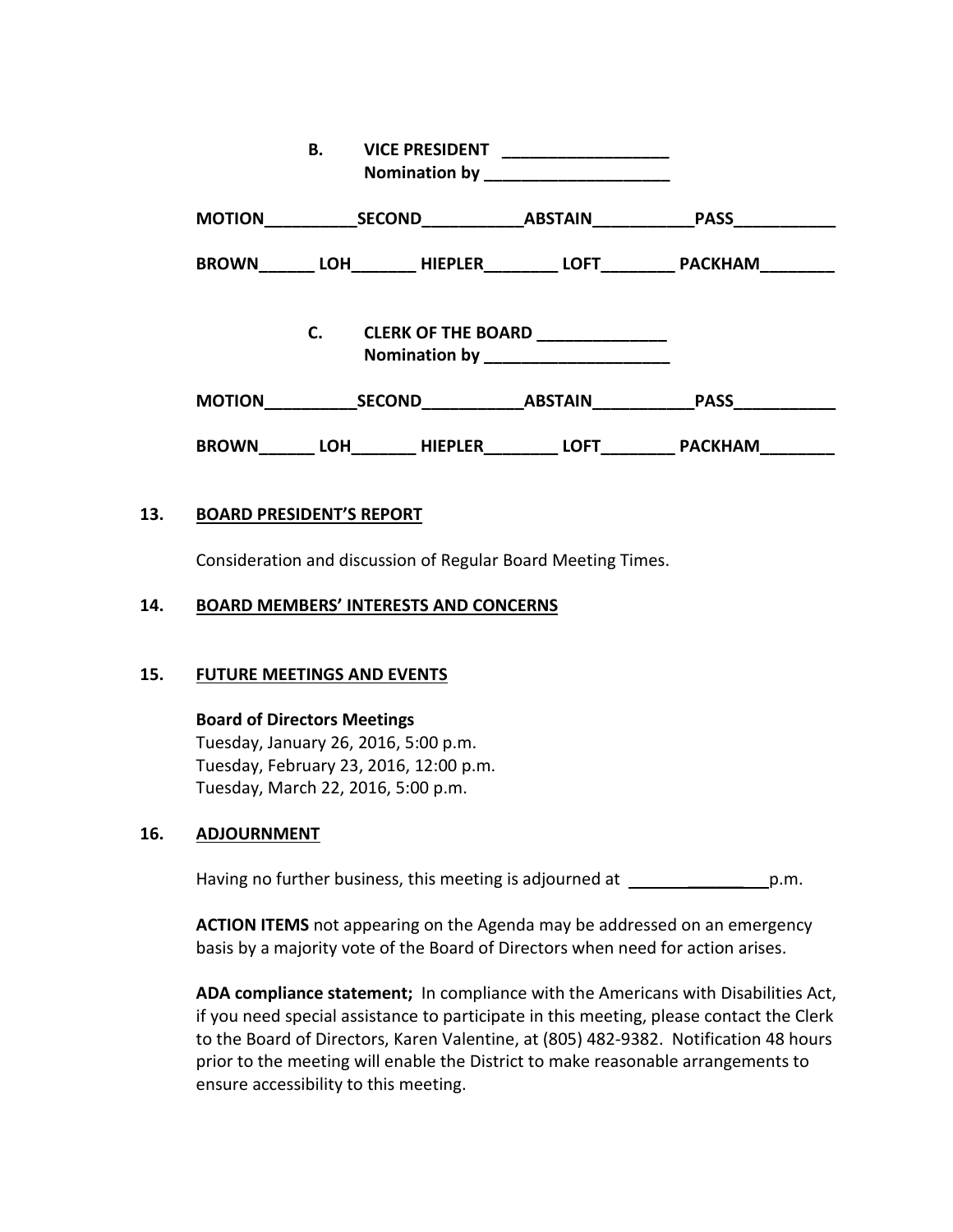**B. VICE PRESIDENT __________________**
**Nomination by ____________________**

**MOTION__________SECOND___________ABSTAIN___________PASS___________**

**BROWN______ LOH_______ HIEPLER________ LOFT________ PACKHAM________**

**C. CLERK OF THE BOARD ______________**
**Nomination by ____________________**

**MOTION__________SECOND___________ABSTAIN___________PASS___________**

**BROWN______ LOH_______ HIEPLER________ LOFT________ PACKHAM________**

## 13. BOARD PRESIDENT'S REPORT

Consideration and discussion of Regular Board Meeting Times.

## 14. BOARD MEMBERS' INTERESTS AND CONCERNS

## 15. FUTURE MEETINGS AND EVENTS

**Board of Directors Meetings**
Tuesday, January 26, 2016, 5:00 p.m.
Tuesday, February 23, 2016, 12:00 p.m.
Tuesday, March 22, 2016, 5:00 p.m.

## 16. ADJOURNMENT

Having no further business, this meeting is adjourned at ______________p.m.

**ACTION ITEMS** not appearing on the Agenda may be addressed on an emergency basis by a majority vote of the Board of Directors when need for action arises.

**ADA compliance statement;** In compliance with the Americans with Disabilities Act, if you need special assistance to participate in this meeting, please contact the Clerk to the Board of Directors, Karen Valentine, at (805) 482-9382. Notification 48 hours prior to the meeting will enable the District to make reasonable arrangements to ensure accessibility to this meeting.